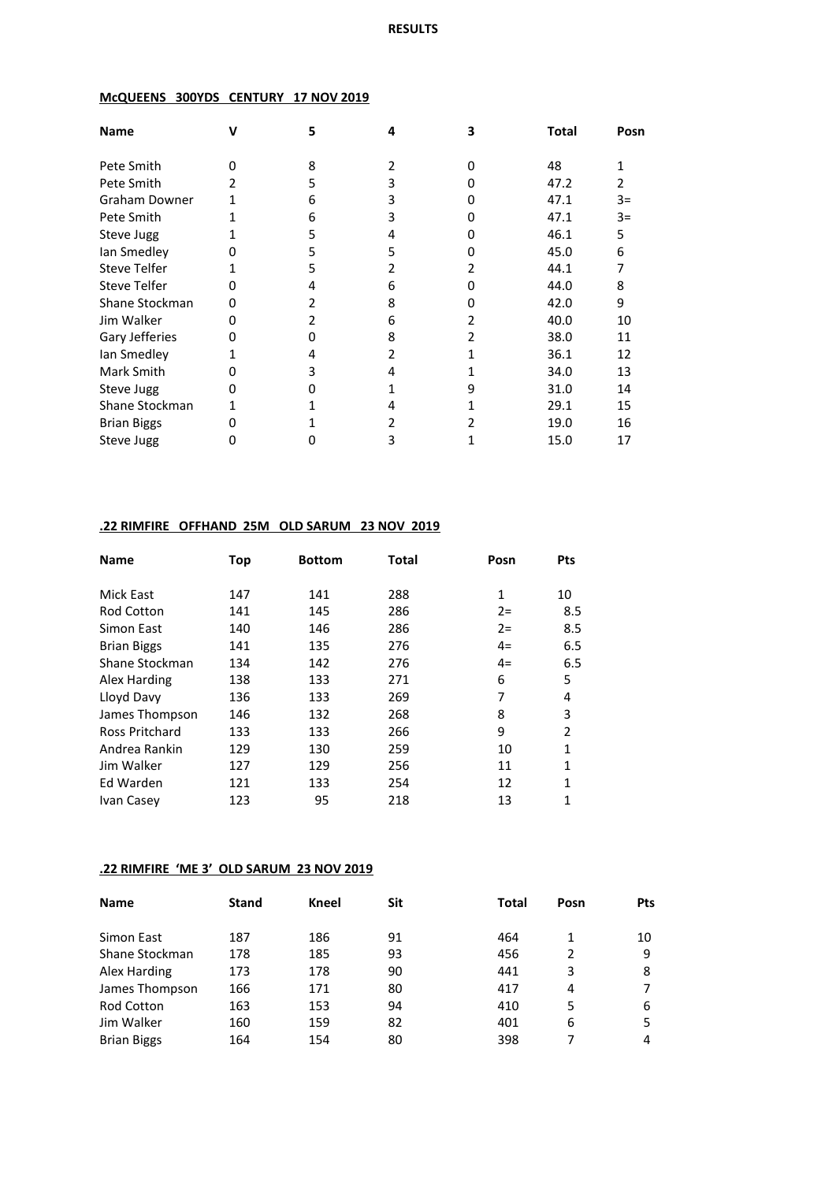**RESULTS**

**McQUEENS 300YDS CENTURY 17 NOV 2019**

| Name | V | 5 | 4 | 3 | Total | Posn |
|---|---|---|---|---|---|---|
| Pete Smith | 0 | 8 | 2 | 0 | 48 | 1 |
| Pete Smith | 2 | 5 | 3 | 0 | 47.2 | 2 |
| Graham Downer | 1 | 6 | 3 | 0 | 47.1 | 3= |
| Pete Smith | 1 | 6 | 3 | 0 | 47.1 | 3= |
| Steve Jugg | 1 | 5 | 4 | 0 | 46.1 | 5 |
| Ian Smedley | 0 | 5 | 5 | 0 | 45.0 | 6 |
| Steve Telfer | 1 | 5 | 2 | 2 | 44.1 | 7 |
| Steve Telfer | 0 | 4 | 6 | 0 | 44.0 | 8 |
| Shane Stockman | 0 | 2 | 8 | 0 | 42.0 | 9 |
| Jim Walker | 0 | 2 | 6 | 2 | 40.0 | 10 |
| Gary Jefferies | 0 | 0 | 8 | 2 | 38.0 | 11 |
| Ian Smedley | 1 | 4 | 2 | 1 | 36.1 | 12 |
| Mark Smith | 0 | 3 | 4 | 1 | 34.0 | 13 |
| Steve Jugg | 0 | 0 | 1 | 9 | 31.0 | 14 |
| Shane Stockman | 1 | 1 | 4 | 1 | 29.1 | 15 |
| Brian Biggs | 0 | 1 | 2 | 2 | 19.0 | 16 |
| Steve Jugg | 0 | 0 | 3 | 1 | 15.0 | 17 |

**.22 RIMFIRE OFFHAND 25M OLD SARUM 23 NOV 2019**

| Name | Top | Bottom | Total | Posn | Pts |
|---|---|---|---|---|---|
| Mick East | 147 | 141 | 288 | 1 | 10 |
| Rod Cotton | 141 | 145 | 286 | 2= | 8.5 |
| Simon East | 140 | 146 | 286 | 2= | 8.5 |
| Brian Biggs | 141 | 135 | 276 | 4= | 6.5 |
| Shane Stockman | 134 | 142 | 276 | 4= | 6.5 |
| Alex Harding | 138 | 133 | 271 | 6 | 5 |
| Lloyd Davy | 136 | 133 | 269 | 7 | 4 |
| James Thompson | 146 | 132 | 268 | 8 | 3 |
| Ross Pritchard | 133 | 133 | 266 | 9 | 2 |
| Andrea Rankin | 129 | 130 | 259 | 10 | 1 |
| Jim Walker | 127 | 129 | 256 | 11 | 1 |
| Ed Warden | 121 | 133 | 254 | 12 | 1 |
| Ivan Casey | 123 | 95 | 218 | 13 | 1 |

**.22 RIMFIRE 'ME 3' OLD SARUM 23 NOV 2019**

| Name | Stand | Kneel | Sit | Total | Posn | Pts |
|---|---|---|---|---|---|---|
| Simon East | 187 | 186 | 91 | 464 | 1 | 10 |
| Shane Stockman | 178 | 185 | 93 | 456 | 2 | 9 |
| Alex Harding | 173 | 178 | 90 | 441 | 3 | 8 |
| James Thompson | 166 | 171 | 80 | 417 | 4 | 7 |
| Rod Cotton | 163 | 153 | 94 | 410 | 5 | 6 |
| Jim Walker | 160 | 159 | 82 | 401 | 6 | 5 |
| Brian Biggs | 164 | 154 | 80 | 398 | 7 | 4 |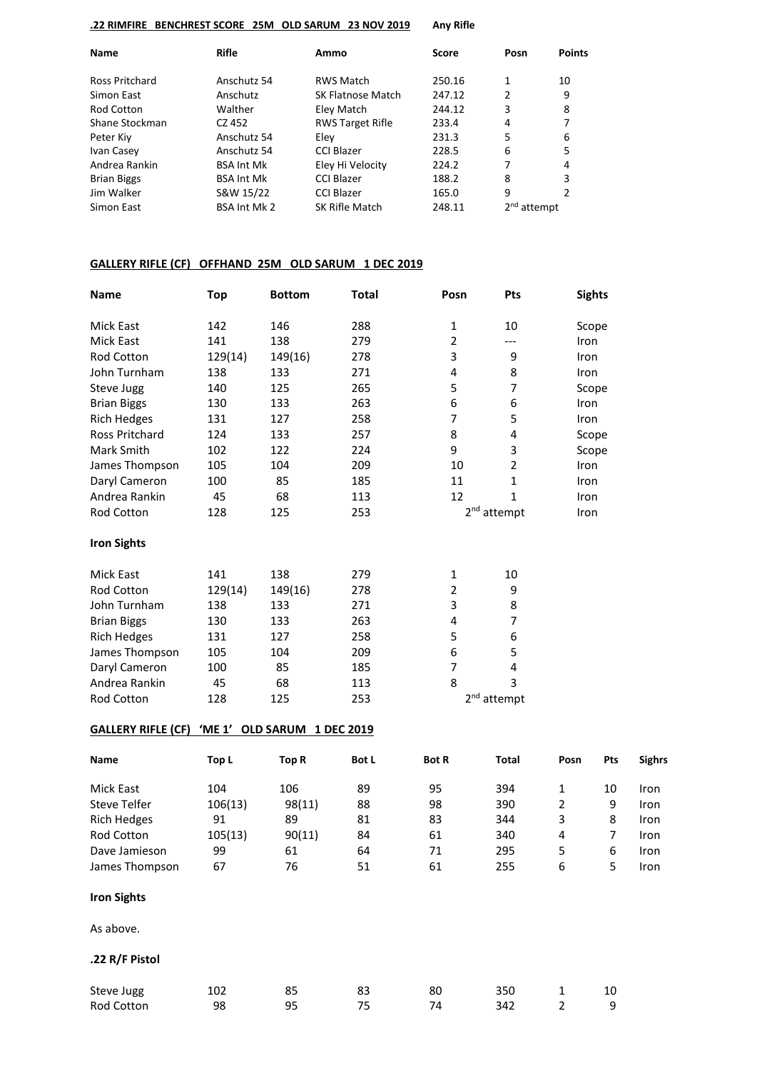**.22 RIMFIRE BENCHREST SCORE 25M OLD SARUM 23 NOV 2019** **Any Rifle**

| Name | Rifle | Ammo | Score | Posn | Points |
|---|---|---|---|---|---|
| Ross Pritchard | Anschutz 54 | RWS Match | 250.16 | 1 | 10 |
| Simon East | Anschutz | SK Flatnose Match | 247.12 | 2 | 9 |
| Rod Cotton | Walther | Eley Match | 244.12 | 3 | 8 |
| Shane Stockman | CZ 452 | RWS Target Rifle | 233.4 | 4 | 7 |
| Peter Kiy | Anschutz 54 | Eley | 231.3 | 5 | 6 |
| Ivan Casey | Anschutz 54 | CCI Blazer | 228.5 | 6 | 5 |
| Andrea Rankin | BSA Int Mk | Eley Hi Velocity | 224.2 | 7 | 4 |
| Brian Biggs | BSA Int Mk | CCI Blazer | 188.2 | 8 | 3 |
| Jim Walker | S&W 15/22 | CCI Blazer | 165.0 | 9 | 2 |
| Simon East | BSA Int Mk 2 | SK Rifle Match | 248.11 | 2nd attempt | |

**GALLERY RIFLE (CF) OFFHAND 25M OLD SARUM 1 DEC 2019**

| Name | Top | Bottom | Total | Posn | Pts | Sights |
|---|---|---|---|---|---|---|
| Mick East | 142 | 146 | 288 | 1 | 10 | Scope |
| Mick East | 141 | 138 | 279 | 2 | --- | Iron |
| Rod Cotton | 129(14) | 149(16) | 278 | 3 | 9 | Iron |
| John Turnham | 138 | 133 | 271 | 4 | 8 | Iron |
| Steve Jugg | 140 | 125 | 265 | 5 | 7 | Scope |
| Brian Biggs | 130 | 133 | 263 | 6 | 6 | Iron |
| Rich Hedges | 131 | 127 | 258 | 7 | 5 | Iron |
| Ross Pritchard | 124 | 133 | 257 | 8 | 4 | Scope |
| Mark Smith | 102 | 122 | 224 | 9 | 3 | Scope |
| James Thompson | 105 | 104 | 209 | 10 | 2 | Iron |
| Daryl Cameron | 100 | 85 | 185 | 11 | 1 | Iron |
| Andrea Rankin | 45 | 68 | 113 | 12 | 1 | Iron |
| Rod Cotton | 128 | 125 | 253 | 2nd attempt | | Iron |

**Iron Sights**

| Name | Top | Bottom | Total | Posn | Pts |
|---|---|---|---|---|---|
| Mick East | 141 | 138 | 279 | 1 | 10 |
| Rod Cotton | 129(14) | 149(16) | 278 | 2 | 9 |
| John Turnham | 138 | 133 | 271 | 3 | 8 |
| Brian Biggs | 130 | 133 | 263 | 4 | 7 |
| Rich Hedges | 131 | 127 | 258 | 5 | 6 |
| James Thompson | 105 | 104 | 209 | 6 | 5 |
| Daryl Cameron | 100 | 85 | 185 | 7 | 4 |
| Andrea Rankin | 45 | 68 | 113 | 8 | 3 |
| Rod Cotton | 128 | 125 | 253 | 2nd attempt | |

**GALLERY RIFLE (CF) 'ME 1' OLD SARUM 1 DEC 2019**

| Name | Top L | Top R | Bot L | Bot R | Total | Posn | Pts | Sighrs |
|---|---|---|---|---|---|---|---|---|
| Mick East | 104 | 106 | 89 | 95 | 394 | 1 | 10 | Iron |
| Steve Telfer | 106(13) | 98(11) | 88 | 98 | 390 | 2 | 9 | Iron |
| Rich Hedges | 91 | 89 | 81 | 83 | 344 | 3 | 8 | Iron |
| Rod Cotton | 105(13) | 90(11) | 84 | 61 | 340 | 4 | 7 | Iron |
| Dave Jamieson | 99 | 61 | 64 | 71 | 295 | 5 | 6 | Iron |
| James Thompson | 67 | 76 | 51 | 61 | 255 | 6 | 5 | Iron |

**Iron Sights**

As above.

**.22 R/F Pistol**

| Name | Top L | Top R | Bot L | Bot R | Total | Posn | Pts |
|---|---|---|---|---|---|---|---|
| Steve Jugg | 102 | 85 | 83 | 80 | 350 | 1 | 10 |
| Rod Cotton | 98 | 95 | 75 | 74 | 342 | 2 | 9 |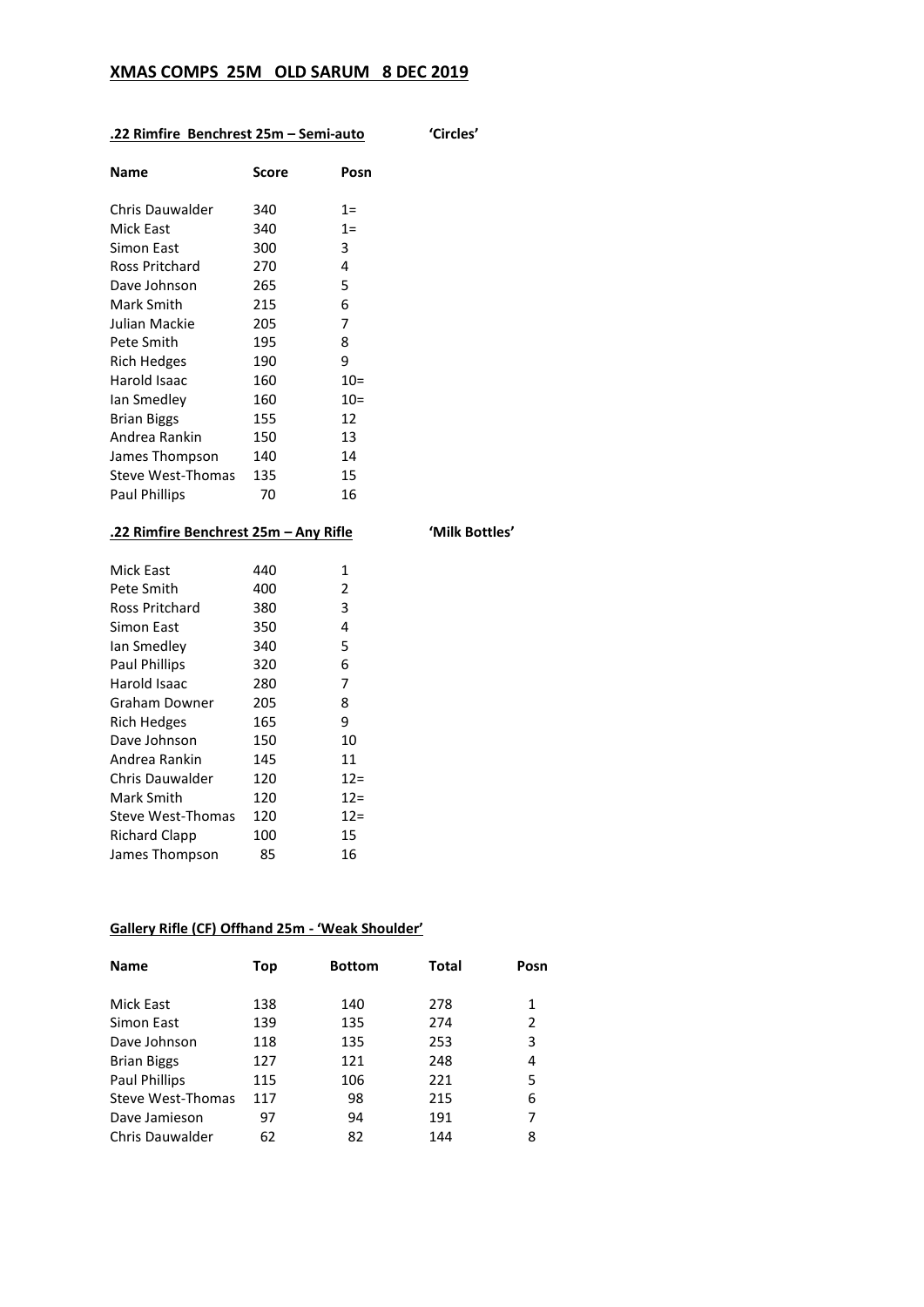# XMAS COMPS 25M OLD SARUM 8 DEC 2019

## .22 Rimfire Benchrest 25m – Semi-auto 'Circles'

| Name | Score | Posn |
|---|---|---|
| Chris Dauwalder | 340 | 1= |
| Mick East | 340 | 1= |
| Simon East | 300 | 3 |
| Ross Pritchard | 270 | 4 |
| Dave Johnson | 265 | 5 |
| Mark Smith | 215 | 6 |
| Julian Mackie | 205 | 7 |
| Pete Smith | 195 | 8 |
| Rich Hedges | 190 | 9 |
| Harold Isaac | 160 | 10= |
| Ian Smedley | 160 | 10= |
| Brian Biggs | 155 | 12 |
| Andrea Rankin | 150 | 13 |
| James Thompson | 140 | 14 |
| Steve West-Thomas | 135 | 15 |
| Paul Phillips | 70 | 16 |

## .22 Rimfire Benchrest 25m – Any Rifle 'Milk Bottles'

| Name | Score | Posn |
|---|---|---|
| Mick East | 440 | 1 |
| Pete Smith | 400 | 2 |
| Ross Pritchard | 380 | 3 |
| Simon East | 350 | 4 |
| Ian Smedley | 340 | 5 |
| Paul Phillips | 320 | 6 |
| Harold Isaac | 280 | 7 |
| Graham Downer | 205 | 8 |
| Rich Hedges | 165 | 9 |
| Dave Johnson | 150 | 10 |
| Andrea Rankin | 145 | 11 |
| Chris Dauwalder | 120 | 12= |
| Mark Smith | 120 | 12= |
| Steve West-Thomas | 120 | 12= |
| Richard Clapp | 100 | 15 |
| James Thompson | 85 | 16 |

## Gallery Rifle (CF) Offhand 25m - 'Weak Shoulder'

| Name | Top | Bottom | Total | Posn |
|---|---|---|---|---|
| Mick East | 138 | 140 | 278 | 1 |
| Simon East | 139 | 135 | 274 | 2 |
| Dave Johnson | 118 | 135 | 253 | 3 |
| Brian Biggs | 127 | 121 | 248 | 4 |
| Paul Phillips | 115 | 106 | 221 | 5 |
| Steve West-Thomas | 117 | 98 | 215 | 6 |
| Dave Jamieson | 97 | 94 | 191 | 7 |
| Chris Dauwalder | 62 | 82 | 144 | 8 |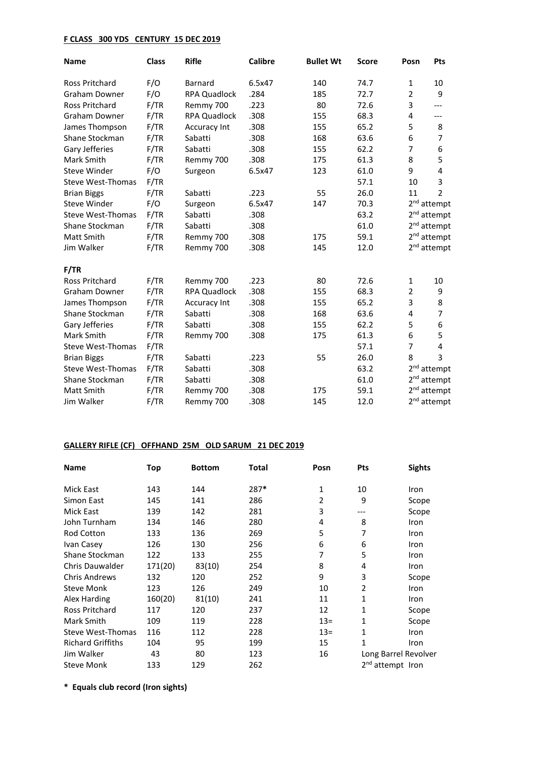**F CLASS 300 YDS CENTURY 15 DEC 2019**

| Name | Class | Rifle | Calibre | Bullet Wt | Score | Posn | Pts |
|---|---|---|---|---|---|---|---|
| Ross Pritchard | F/O | Barnard | 6.5x47 | 140 | 74.7 | 1 | 10 |
| Graham Downer | F/O | RPA Quadlock | .284 | 185 | 72.7 | 2 | 9 |
| Ross Pritchard | F/TR | Remmy 700 | .223 | 80 | 72.6 | 3 | --- |
| Graham Downer | F/TR | RPA Quadlock | .308 | 155 | 68.3 | 4 | --- |
| James Thompson | F/TR | Accuracy Int | .308 | 155 | 65.2 | 5 | 8 |
| Shane Stockman | F/TR | Sabatti | .308 | 168 | 63.6 | 6 | 7 |
| Gary Jefferies | F/TR | Sabatti | .308 | 155 | 62.2 | 7 | 6 |
| Mark Smith | F/TR | Remmy 700 | .308 | 175 | 61.3 | 8 | 5 |
| Steve Winder | F/O | Surgeon | 6.5x47 | 123 | 61.0 | 9 | 4 |
| Steve West-Thomas | F/TR | | | | 57.1 | 10 | 3 |
| Brian Biggs | F/TR | Sabatti | .223 | 55 | 26.0 | 11 | 2 |
| Steve Winder | F/O | Surgeon | 6.5x47 | 147 | 70.3 | 2nd attempt | |
| Steve West-Thomas | F/TR | Sabatti | .308 | | 63.2 | 2nd attempt | |
| Shane Stockman | F/TR | Sabatti | .308 | | 61.0 | 2nd attempt | |
| Matt Smith | F/TR | Remmy 700 | .308 | 175 | 59.1 | 2nd attempt | |
| Jim Walker | F/TR | Remmy 700 | .308 | 145 | 12.0 | 2nd attempt | |

**F/TR**

| Name | Class | Rifle | Calibre | Bullet Wt | Score | Posn | Pts |
|---|---|---|---|---|---|---|---|
| Ross Pritchard | F/TR | Remmy 700 | .223 | 80 | 72.6 | 1 | 10 |
| Graham Downer | F/TR | RPA Quadlock | .308 | 155 | 68.3 | 2 | 9 |
| James Thompson | F/TR | Accuracy Int | .308 | 155 | 65.2 | 3 | 8 |
| Shane Stockman | F/TR | Sabatti | .308 | 168 | 63.6 | 4 | 7 |
| Gary Jefferies | F/TR | Sabatti | .308 | 155 | 62.2 | 5 | 6 |
| Mark Smith | F/TR | Remmy 700 | .308 | 175 | 61.3 | 6 | 5 |
| Steve West-Thomas | F/TR | | | | 57.1 | 7 | 4 |
| Brian Biggs | F/TR | Sabatti | .223 | 55 | 26.0 | 8 | 3 |
| Steve West-Thomas | F/TR | Sabatti | .308 | | 63.2 | 2nd attempt | |
| Shane Stockman | F/TR | Sabatti | .308 | | 61.0 | 2nd attempt | |
| Matt Smith | F/TR | Remmy 700 | .308 | 175 | 59.1 | 2nd attempt | |
| Jim Walker | F/TR | Remmy 700 | .308 | 145 | 12.0 | 2nd attempt | |

**GALLERY RIFLE (CF) OFFHAND 25M OLD SARUM 21 DEC 2019**

| Name | Top | Bottom | Total | Posn | Pts | Sights |
|---|---|---|---|---|---|---|
| Mick East | 143 | 144 | 287* | 1 | 10 | Iron |
| Simon East | 145 | 141 | 286 | 2 | 9 | Scope |
| Mick East | 139 | 142 | 281 | 3 | --- | Scope |
| John Turnham | 134 | 146 | 280 | 4 | 8 | Iron |
| Rod Cotton | 133 | 136 | 269 | 5 | 7 | Iron |
| Ivan Casey | 126 | 130 | 256 | 6 | 6 | Iron |
| Shane Stockman | 122 | 133 | 255 | 7 | 5 | Iron |
| Chris Dauwalder | 171(20) | 83(10) | 254 | 8 | 4 | Iron |
| Chris Andrews | 132 | 120 | 252 | 9 | 3 | Scope |
| Steve Monk | 123 | 126 | 249 | 10 | 2 | Iron |
| Alex Harding | 160(20) | 81(10) | 241 | 11 | 1 | Iron |
| Ross Pritchard | 117 | 120 | 237 | 12 | 1 | Scope |
| Mark Smith | 109 | 119 | 228 | 13= | 1 | Scope |
| Steve West-Thomas | 116 | 112 | 228 | 13= | 1 | Iron |
| Richard Griffiths | 104 | 95 | 199 | 15 | 1 | Iron |
| Jim Walker | 43 | 80 | 123 | 16 | Long Barrel Revolver | |
| Steve Monk | 133 | 129 | 262 | | 2nd attempt | Iron |

**\* Equals club record (Iron sights)**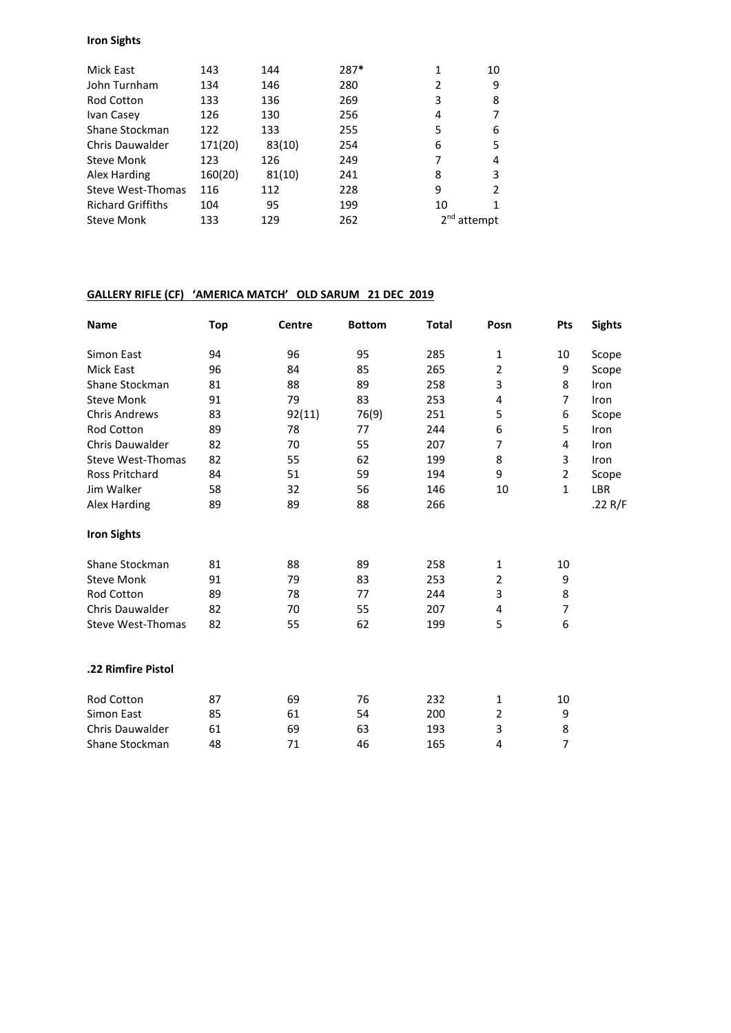**Iron Sights**

| | | | | | |
|---|---|---|---|---|---|
| Mick East | 143 | 144 | 287* | 1 | 10 |
| John Turnham | 134 | 146 | 280 | 2 | 9 |
| Rod Cotton | 133 | 136 | 269 | 3 | 8 |
| Ivan Casey | 126 | 130 | 256 | 4 | 7 |
| Shane Stockman | 122 | 133 | 255 | 5 | 6 |
| Chris Dauwalder | 171(20) | 83(10) | 254 | 6 | 5 |
| Steve Monk | 123 | 126 | 249 | 7 | 4 |
| Alex Harding | 160(20) | 81(10) | 241 | 8 | 3 |
| Steve West-Thomas | 116 | 112 | 228 | 9 | 2 |
| Richard Griffiths | 104 | 95 | 199 | 10 | 1 |
| Steve Monk | 133 | 129 | 262 | 2nd attempt | |

**GALLERY RIFLE (CF) 'AMERICA MATCH' OLD SARUM 21 DEC 2019**

| Name | Top | Centre | Bottom | Total | Posn | Pts | Sights |
|---|---|---|---|---|---|---|---|
| Simon East | 94 | 96 | 95 | 285 | 1 | 10 | Scope |
| Mick East | 96 | 84 | 85 | 265 | 2 | 9 | Scope |
| Shane Stockman | 81 | 88 | 89 | 258 | 3 | 8 | Iron |
| Steve Monk | 91 | 79 | 83 | 253 | 4 | 7 | Iron |
| Chris Andrews | 83 | 92(11) | 76(9) | 251 | 5 | 6 | Scope |
| Rod Cotton | 89 | 78 | 77 | 244 | 6 | 5 | Iron |
| Chris Dauwalder | 82 | 70 | 55 | 207 | 7 | 4 | Iron |
| Steve West-Thomas | 82 | 55 | 62 | 199 | 8 | 3 | Iron |
| Ross Pritchard | 84 | 51 | 59 | 194 | 9 | 2 | Scope |
| Jim Walker | 58 | 32 | 56 | 146 | 10 | 1 | LBR |
| Alex Harding | 89 | 89 | 88 | 266 | | | .22 R/F |

**Iron Sights**

| | | | | | | |
|---|---|---|---|---|---|---|
| Shane Stockman | 81 | 88 | 89 | 258 | 1 | 10 |
| Steve Monk | 91 | 79 | 83 | 253 | 2 | 9 |
| Rod Cotton | 89 | 78 | 77 | 244 | 3 | 8 |
| Chris Dauwalder | 82 | 70 | 55 | 207 | 4 | 7 |
| Steve West-Thomas | 82 | 55 | 62 | 199 | 5 | 6 |

**.22 Rimfire Pistol**

| | | | | | | |
|---|---|---|---|---|---|---|
| Rod Cotton | 87 | 69 | 76 | 232 | 1 | 10 |
| Simon East | 85 | 61 | 54 | 200 | 2 | 9 |
| Chris Dauwalder | 61 | 69 | 63 | 193 | 3 | 8 |
| Shane Stockman | 48 | 71 | 46 | 165 | 4 | 7 |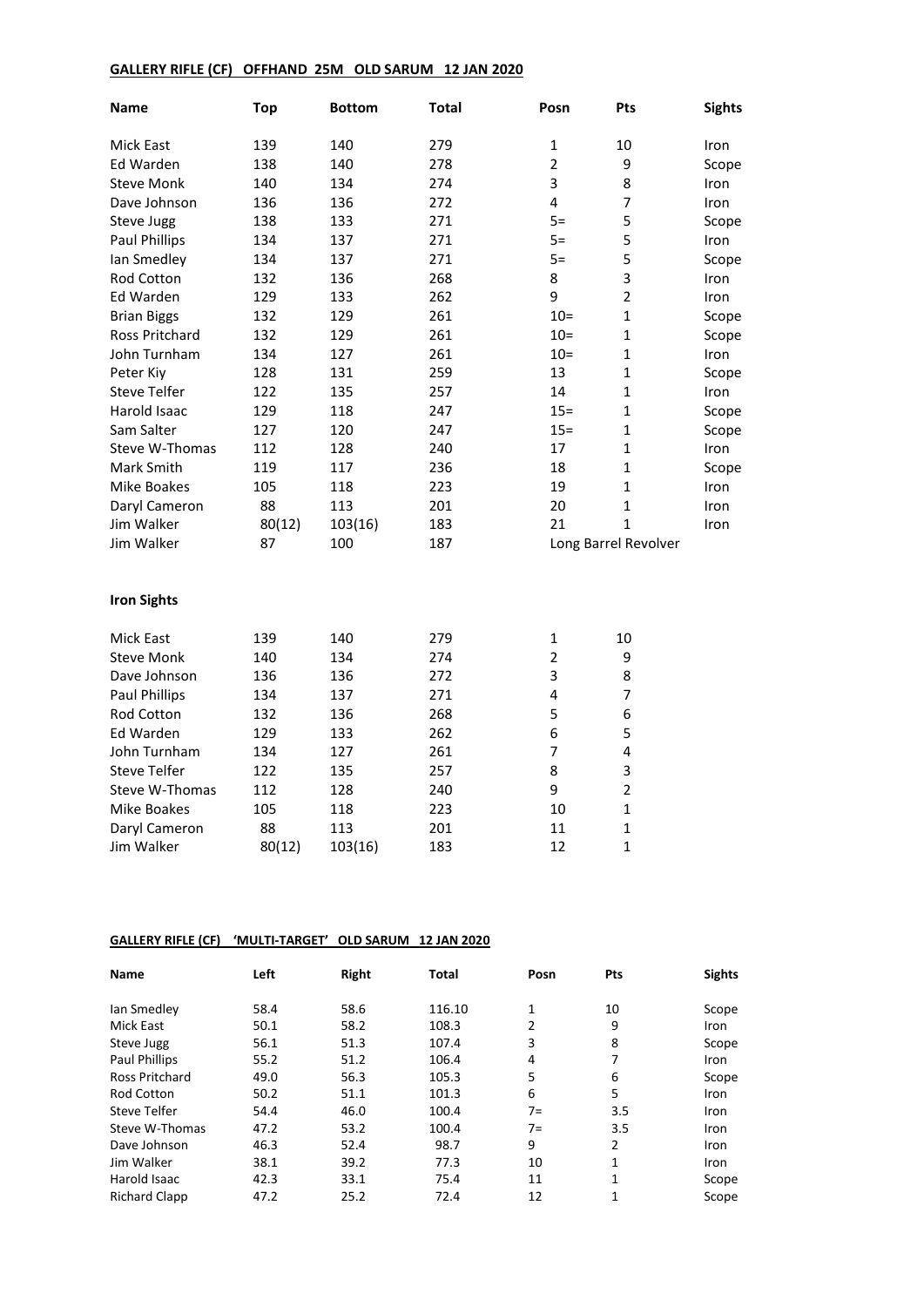**GALLERY RIFLE (CF) OFFHAND 25M OLD SARUM 12 JAN 2020**

| Name | Top | Bottom | Total | Posn | Pts | Sights |
|---|---|---|---|---|---|---|
| Mick East | 139 | 140 | 279 | 1 | 10 | Iron |
| Ed Warden | 138 | 140 | 278 | 2 | 9 | Scope |
| Steve Monk | 140 | 134 | 274 | 3 | 8 | Iron |
| Dave Johnson | 136 | 136 | 272 | 4 | 7 | Iron |
| Steve Jugg | 138 | 133 | 271 | 5= | 5 | Scope |
| Paul Phillips | 134 | 137 | 271 | 5= | 5 | Iron |
| Ian Smedley | 134 | 137 | 271 | 5= | 5 | Scope |
| Rod Cotton | 132 | 136 | 268 | 8 | 3 | Iron |
| Ed Warden | 129 | 133 | 262 | 9 | 2 | Iron |
| Brian Biggs | 132 | 129 | 261 | 10= | 1 | Scope |
| Ross Pritchard | 132 | 129 | 261 | 10= | 1 | Scope |
| John Turnham | 134 | 127 | 261 | 10= | 1 | Iron |
| Peter Kiy | 128 | 131 | 259 | 13 | 1 | Scope |
| Steve Telfer | 122 | 135 | 257 | 14 | 1 | Iron |
| Harold Isaac | 129 | 118 | 247 | 15= | 1 | Scope |
| Sam Salter | 127 | 120 | 247 | 15= | 1 | Scope |
| Steve W-Thomas | 112 | 128 | 240 | 17 | 1 | Iron |
| Mark Smith | 119 | 117 | 236 | 18 | 1 | Scope |
| Mike Boakes | 105 | 118 | 223 | 19 | 1 | Iron |
| Daryl Cameron | 88 | 113 | 201 | 20 | 1 | Iron |
| Jim Walker | 80(12) | 103(16) | 183 | 21 | 1 | Iron |
| Jim Walker | 87 | 100 | 187 | Long Barrel Revolver | | |

**Iron Sights**

| Name | Top | Bottom | Total | Posn | Pts |
|---|---|---|---|---|---|
| Mick East | 139 | 140 | 279 | 1 | 10 |
| Steve Monk | 140 | 134 | 274 | 2 | 9 |
| Dave Johnson | 136 | 136 | 272 | 3 | 8 |
| Paul Phillips | 134 | 137 | 271 | 4 | 7 |
| Rod Cotton | 132 | 136 | 268 | 5 | 6 |
| Ed Warden | 129 | 133 | 262 | 6 | 5 |
| John Turnham | 134 | 127 | 261 | 7 | 4 |
| Steve Telfer | 122 | 135 | 257 | 8 | 3 |
| Steve W-Thomas | 112 | 128 | 240 | 9 | 2 |
| Mike Boakes | 105 | 118 | 223 | 10 | 1 |
| Daryl Cameron | 88 | 113 | 201 | 11 | 1 |
| Jim Walker | 80(12) | 103(16) | 183 | 12 | 1 |

**GALLERY RIFLE (CF) 'MULTI-TARGET' OLD SARUM 12 JAN 2020**

| Name | Left | Right | Total | Posn | Pts | Sights |
|---|---|---|---|---|---|---|
| Ian Smedley | 58.4 | 58.6 | 116.10 | 1 | 10 | Scope |
| Mick East | 50.1 | 58.2 | 108.3 | 2 | 9 | Iron |
| Steve Jugg | 56.1 | 51.3 | 107.4 | 3 | 8 | Scope |
| Paul Phillips | 55.2 | 51.2 | 106.4 | 4 | 7 | Iron |
| Ross Pritchard | 49.0 | 56.3 | 105.3 | 5 | 6 | Scope |
| Rod Cotton | 50.2 | 51.1 | 101.3 | 6 | 5 | Iron |
| Steve Telfer | 54.4 | 46.0 | 100.4 | 7= | 3.5 | Iron |
| Steve W-Thomas | 47.2 | 53.2 | 100.4 | 7= | 3.5 | Iron |
| Dave Johnson | 46.3 | 52.4 | 98.7 | 9 | 2 | Iron |
| Jim Walker | 38.1 | 39.2 | 77.3 | 10 | 1 | Iron |
| Harold Isaac | 42.3 | 33.1 | 75.4 | 11 | 1 | Scope |
| Richard Clapp | 47.2 | 25.2 | 72.4 | 12 | 1 | Scope |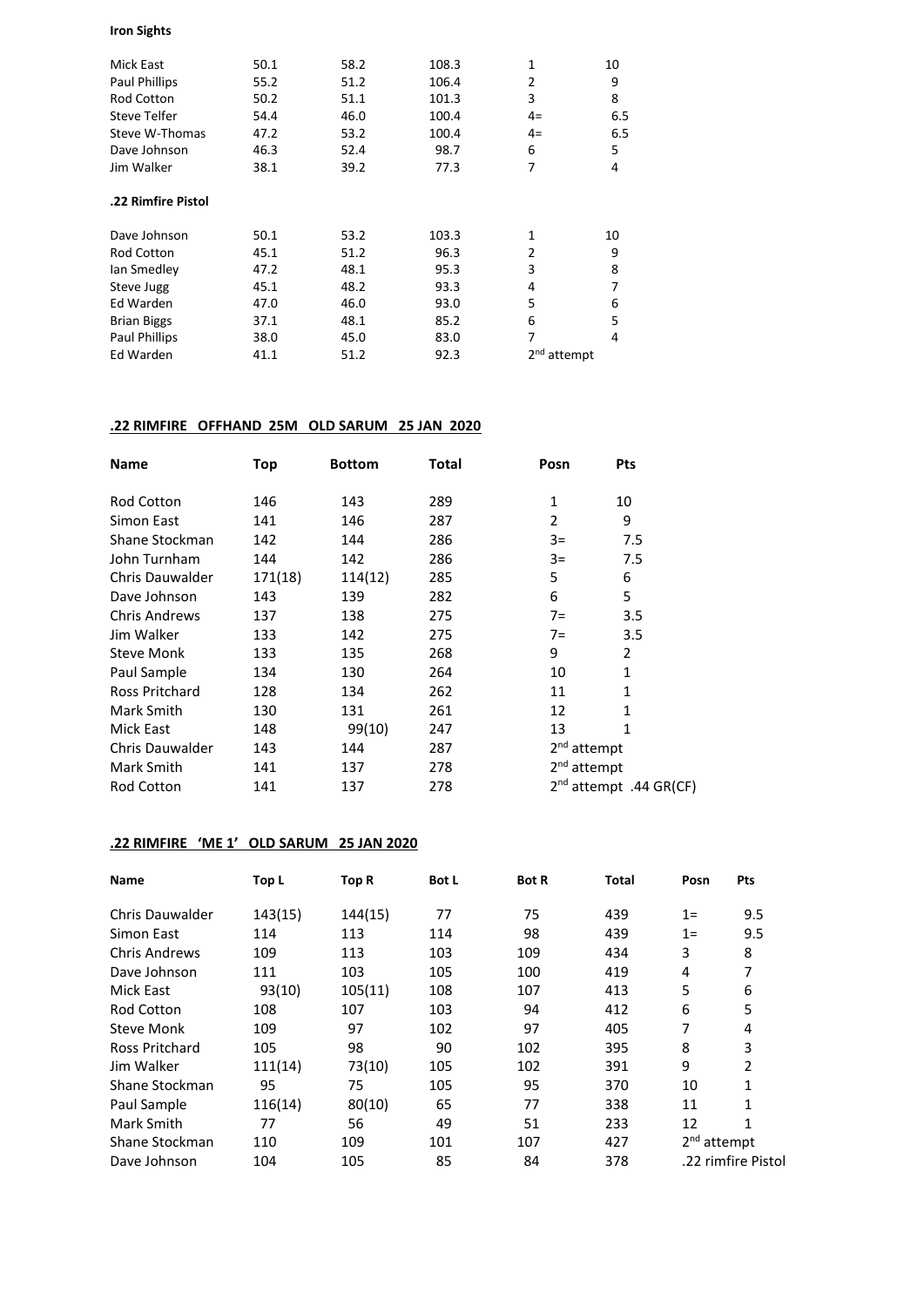**Iron Sights**

| | | | | | |
|---|---|---|---|---|---|
| Mick East | 50.1 | 58.2 | 108.3 | 1 | 10 |
| Paul Phillips | 55.2 | 51.2 | 106.4 | 2 | 9 |
| Rod Cotton | 50.2 | 51.1 | 101.3 | 3 | 8 |
| Steve Telfer | 54.4 | 46.0 | 100.4 | 4= | 6.5 |
| Steve W-Thomas | 47.2 | 53.2 | 100.4 | 4= | 6.5 |
| Dave Johnson | 46.3 | 52.4 | 98.7 | 6 | 5 |
| Jim Walker | 38.1 | 39.2 | 77.3 | 7 | 4 |

**.22 Rimfire Pistol**

| | | | | | |
|---|---|---|---|---|---|
| Dave Johnson | 50.1 | 53.2 | 103.3 | 1 | 10 |
| Rod Cotton | 45.1 | 51.2 | 96.3 | 2 | 9 |
| Ian Smedley | 47.2 | 48.1 | 95.3 | 3 | 8 |
| Steve Jugg | 45.1 | 48.2 | 93.3 | 4 | 7 |
| Ed Warden | 47.0 | 46.0 | 93.0 | 5 | 6 |
| Brian Biggs | 37.1 | 48.1 | 85.2 | 6 | 5 |
| Paul Phillips | 38.0 | 45.0 | 83.0 | 7 | 4 |
| Ed Warden | 41.1 | 51.2 | 92.3 | 2nd attempt | |

**.22 RIMFIRE OFFHAND 25M OLD SARUM 25 JAN 2020**

| Name | Top | Bottom | Total | Posn | Pts |
|---|---|---|---|---|---|
| Rod Cotton | 146 | 143 | 289 | 1 | 10 |
| Simon East | 141 | 146 | 287 | 2 | 9 |
| Shane Stockman | 142 | 144 | 286 | 3= | 7.5 |
| John Turnham | 144 | 142 | 286 | 3= | 7.5 |
| Chris Dauwalder | 171(18) | 114(12) | 285 | 5 | 6 |
| Dave Johnson | 143 | 139 | 282 | 6 | 5 |
| Chris Andrews | 137 | 138 | 275 | 7= | 3.5 |
| Jim Walker | 133 | 142 | 275 | 7= | 3.5 |
| Steve Monk | 133 | 135 | 268 | 9 | 2 |
| Paul Sample | 134 | 130 | 264 | 10 | 1 |
| Ross Pritchard | 128 | 134 | 262 | 11 | 1 |
| Mark Smith | 130 | 131 | 261 | 12 | 1 |
| Mick East | 148 | 99(10) | 247 | 13 | 1 |
| Chris Dauwalder | 143 | 144 | 287 | 2nd attempt | |
| Mark Smith | 141 | 137 | 278 | 2nd attempt | |
| Rod Cotton | 141 | 137 | 278 | 2nd attempt .44 GR(CF) | |

**.22 RIMFIRE 'ME 1' OLD SARUM 25 JAN 2020**

| Name | Top L | Top R | Bot L | Bot R | Total | Posn | Pts |
|---|---|---|---|---|---|---|---|
| Chris Dauwalder | 143(15) | 144(15) | 77 | 75 | 439 | 1= | 9.5 |
| Simon East | 114 | 113 | 114 | 98 | 439 | 1= | 9.5 |
| Chris Andrews | 109 | 113 | 103 | 109 | 434 | 3 | 8 |
| Dave Johnson | 111 | 103 | 105 | 100 | 419 | 4 | 7 |
| Mick East | 93(10) | 105(11) | 108 | 107 | 413 | 5 | 6 |
| Rod Cotton | 108 | 107 | 103 | 94 | 412 | 6 | 5 |
| Steve Monk | 109 | 97 | 102 | 97 | 405 | 7 | 4 |
| Ross Pritchard | 105 | 98 | 90 | 102 | 395 | 8 | 3 |
| Jim Walker | 111(14) | 73(10) | 105 | 102 | 391 | 9 | 2 |
| Shane Stockman | 95 | 75 | 105 | 95 | 370 | 10 | 1 |
| Paul Sample | 116(14) | 80(10) | 65 | 77 | 338 | 11 | 1 |
| Mark Smith | 77 | 56 | 49 | 51 | 233 | 12 | 1 |
| Shane Stockman | 110 | 109 | 101 | 107 | 427 | 2nd attempt | |
| Dave Johnson | 104 | 105 | 85 | 84 | 378 | .22 rimfire Pistol | |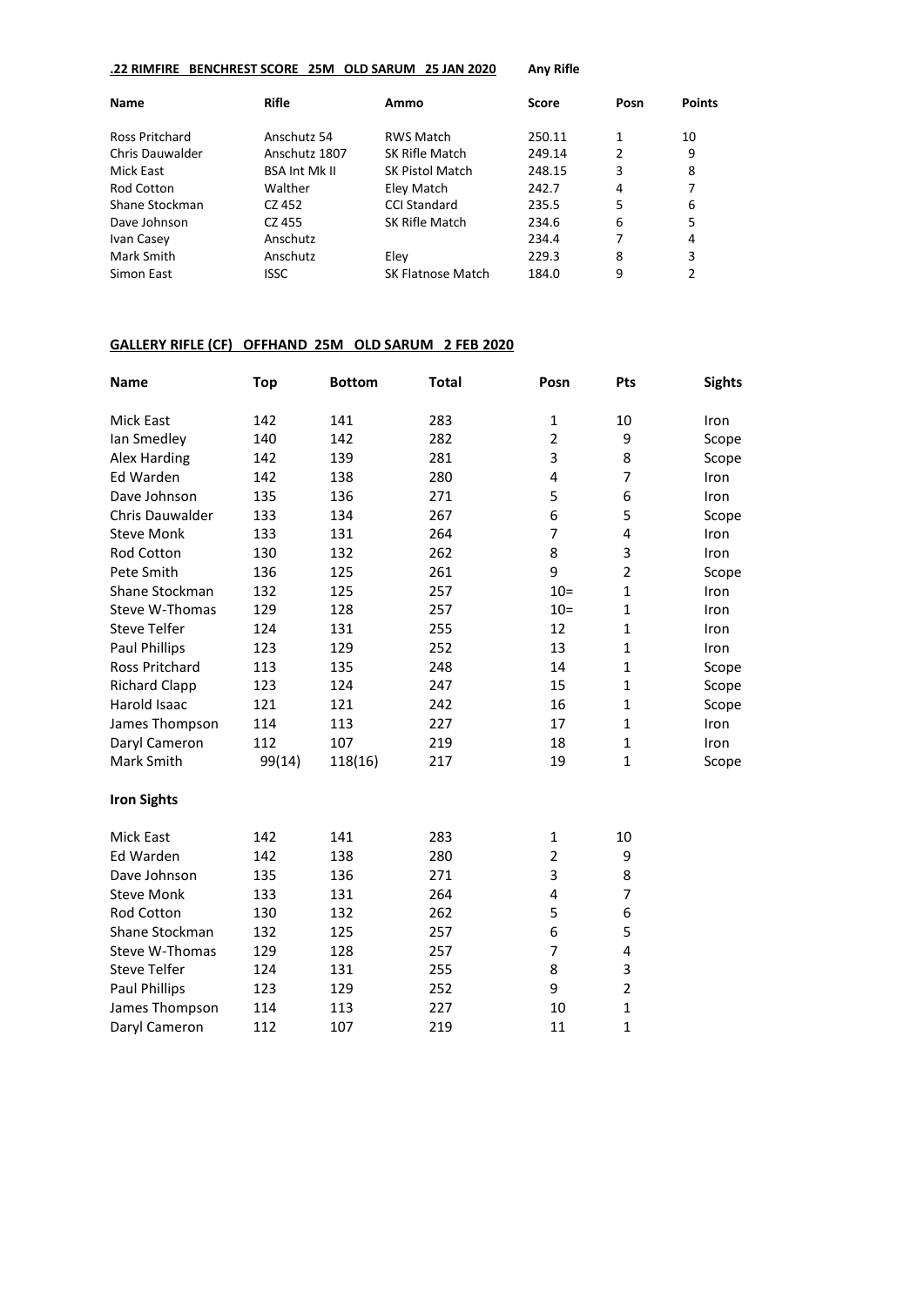**.22 RIMFIRE BENCHREST SCORE 25M OLD SARUM 25 JAN 2020** **Any Rifle**

| Name | Rifle | Ammo | Score | Posn | Points |
|---|---|---|---|---|---|
| Ross Pritchard | Anschutz 54 | RWS Match | 250.11 | 1 | 10 |
| Chris Dauwalder | Anschutz 1807 | SK Rifle Match | 249.14 | 2 | 9 |
| Mick East | BSA Int Mk II | SK Pistol Match | 248.15 | 3 | 8 |
| Rod Cotton | Walther | Eley Match | 242.7 | 4 | 7 |
| Shane Stockman | CZ 452 | CCI Standard | 235.5 | 5 | 6 |
| Dave Johnson | CZ 455 | SK Rifle Match | 234.6 | 6 | 5 |
| Ivan Casey | Anschutz | | 234.4 | 7 | 4 |
| Mark Smith | Anschutz | Eley | 229.3 | 8 | 3 |
| Simon East | ISSC | SK Flatnose Match | 184.0 | 9 | 2 |

**GALLERY RIFLE (CF) OFFHAND 25M OLD SARUM 2 FEB 2020**

| Name | Top | Bottom | Total | Posn | Pts | Sights |
|---|---|---|---|---|---|---|
| Mick East | 142 | 141 | 283 | 1 | 10 | Iron |
| Ian Smedley | 140 | 142 | 282 | 2 | 9 | Scope |
| Alex Harding | 142 | 139 | 281 | 3 | 8 | Scope |
| Ed Warden | 142 | 138 | 280 | 4 | 7 | Iron |
| Dave Johnson | 135 | 136 | 271 | 5 | 6 | Iron |
| Chris Dauwalder | 133 | 134 | 267 | 6 | 5 | Scope |
| Steve Monk | 133 | 131 | 264 | 7 | 4 | Iron |
| Rod Cotton | 130 | 132 | 262 | 8 | 3 | Iron |
| Pete Smith | 136 | 125 | 261 | 9 | 2 | Scope |
| Shane Stockman | 132 | 125 | 257 | 10= | 1 | Iron |
| Steve W-Thomas | 129 | 128 | 257 | 10= | 1 | Iron |
| Steve Telfer | 124 | 131 | 255 | 12 | 1 | Iron |
| Paul Phillips | 123 | 129 | 252 | 13 | 1 | Iron |
| Ross Pritchard | 113 | 135 | 248 | 14 | 1 | Scope |
| Richard Clapp | 123 | 124 | 247 | 15 | 1 | Scope |
| Harold Isaac | 121 | 121 | 242 | 16 | 1 | Scope |
| James Thompson | 114 | 113 | 227 | 17 | 1 | Iron |
| Daryl Cameron | 112 | 107 | 219 | 18 | 1 | Iron |
| Mark Smith | 99(14) | 118(16) | 217 | 19 | 1 | Scope |

**Iron Sights**

| Name | Top | Bottom | Total | Posn | Pts |
|---|---|---|---|---|---|
| Mick East | 142 | 141 | 283 | 1 | 10 |
| Ed Warden | 142 | 138 | 280 | 2 | 9 |
| Dave Johnson | 135 | 136 | 271 | 3 | 8 |
| Steve Monk | 133 | 131 | 264 | 4 | 7 |
| Rod Cotton | 130 | 132 | 262 | 5 | 6 |
| Shane Stockman | 132 | 125 | 257 | 6 | 5 |
| Steve W-Thomas | 129 | 128 | 257 | 7 | 4 |
| Steve Telfer | 124 | 131 | 255 | 8 | 3 |
| Paul Phillips | 123 | 129 | 252 | 9 | 2 |
| James Thompson | 114 | 113 | 227 | 10 | 1 |
| Daryl Cameron | 112 | 107 | 219 | 11 | 1 |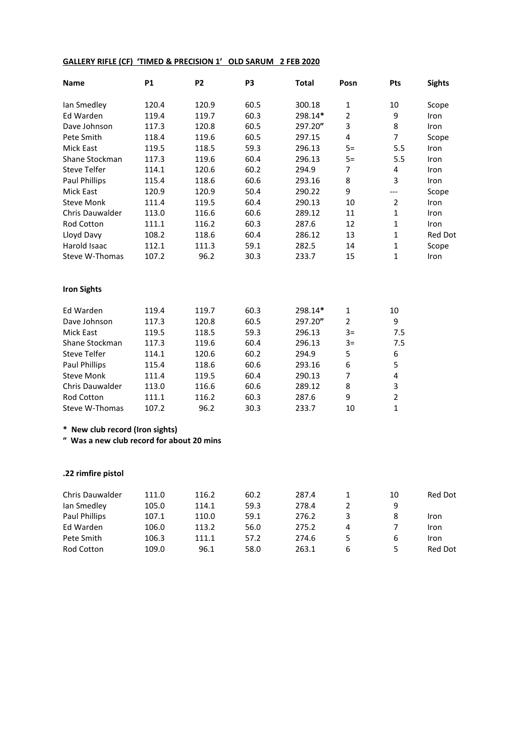**GALLERY RIFLE (CF) 'TIMED & PRECISION 1' OLD SARUM 2 FEB 2020**

| Name | P1 | P2 | P3 | Total | Posn | Pts | Sights |
|---|---|---|---|---|---|---|---|
| Ian Smedley | 120.4 | 120.9 | 60.5 | 300.18 | 1 | 10 | Scope |
| Ed Warden | 119.4 | 119.7 | 60.3 | 298.14* | 2 | 9 | Iron |
| Dave Johnson | 117.3 | 120.8 | 60.5 | 297.20" | 3 | 8 | Iron |
| Pete Smith | 118.4 | 119.6 | 60.5 | 297.15 | 4 | 7 | Scope |
| Mick East | 119.5 | 118.5 | 59.3 | 296.13 | 5= | 5.5 | Iron |
| Shane Stockman | 117.3 | 119.6 | 60.4 | 296.13 | 5= | 5.5 | Iron |
| Steve Telfer | 114.1 | 120.6 | 60.2 | 294.9 | 7 | 4 | Iron |
| Paul Phillips | 115.4 | 118.6 | 60.6 | 293.16 | 8 | 3 | Iron |
| Mick East | 120.9 | 120.9 | 50.4 | 290.22 | 9 | --- | Scope |
| Steve Monk | 111.4 | 119.5 | 60.4 | 290.13 | 10 | 2 | Iron |
| Chris Dauwalder | 113.0 | 116.6 | 60.6 | 289.12 | 11 | 1 | Iron |
| Rod Cotton | 111.1 | 116.2 | 60.3 | 287.6 | 12 | 1 | Iron |
| Lloyd Davy | 108.2 | 118.6 | 60.4 | 286.12 | 13 | 1 | Red Dot |
| Harold Isaac | 112.1 | 111.3 | 59.1 | 282.5 | 14 | 1 | Scope |
| Steve W-Thomas | 107.2 | 96.2 | 30.3 | 233.7 | 15 | 1 | Iron |

**Iron Sights**

| | | | | | | |
|---|---|---|---|---|---|---|
| Ed Warden | 119.4 | 119.7 | 60.3 | 298.14* | 1 | 10 |
| Dave Johnson | 117.3 | 120.8 | 60.5 | 297.20" | 2 | 9 |
| Mick East | 119.5 | 118.5 | 59.3 | 296.13 | 3= | 7.5 |
| Shane Stockman | 117.3 | 119.6 | 60.4 | 296.13 | 3= | 7.5 |
| Steve Telfer | 114.1 | 120.6 | 60.2 | 294.9 | 5 | 6 |
| Paul Phillips | 115.4 | 118.6 | 60.6 | 293.16 | 6 | 5 |
| Steve Monk | 111.4 | 119.5 | 60.4 | 290.13 | 7 | 4 |
| Chris Dauwalder | 113.0 | 116.6 | 60.6 | 289.12 | 8 | 3 |
| Rod Cotton | 111.1 | 116.2 | 60.3 | 287.6 | 9 | 2 |
| Steve W-Thomas | 107.2 | 96.2 | 30.3 | 233.7 | 10 | 1 |

**\* New club record (Iron sights)**
**" Was a new club record for about 20 mins**

**.22 rimfire pistol**

| | | | | | | | |
|---|---|---|---|---|---|---|---|
| Chris Dauwalder | 111.0 | 116.2 | 60.2 | 287.4 | 1 | 10 | Red Dot |
| Ian Smedley | 105.0 | 114.1 | 59.3 | 278.4 | 2 | 9 | |
| Paul Phillips | 107.1 | 110.0 | 59.1 | 276.2 | 3 | 8 | Iron |
| Ed Warden | 106.0 | 113.2 | 56.0 | 275.2 | 4 | 7 | Iron |
| Pete Smith | 106.3 | 111.1 | 57.2 | 274.6 | 5 | 6 | Iron |
| Rod Cotton | 109.0 | 96.1 | 58.0 | 263.1 | 6 | 5 | Red Dot |